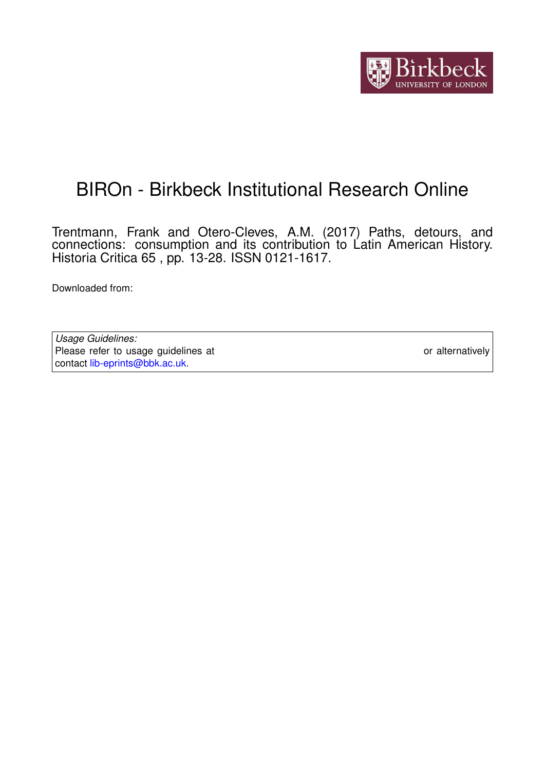# BIROn - Birkbeck Institutional Research Online

Trentmann, Frank and Otero-Cleves, A.M. (2017) Paths, detours, and connections: consumption and its contribution to Latin American History. Historia Critica 65 , pp. 13-28. ISSN 0121-1617.

Downloaded from:

*Usage Guidelines:*
Please refer to usage guidelines at or alternatively contact lib-eprints@bbk.ac.uk.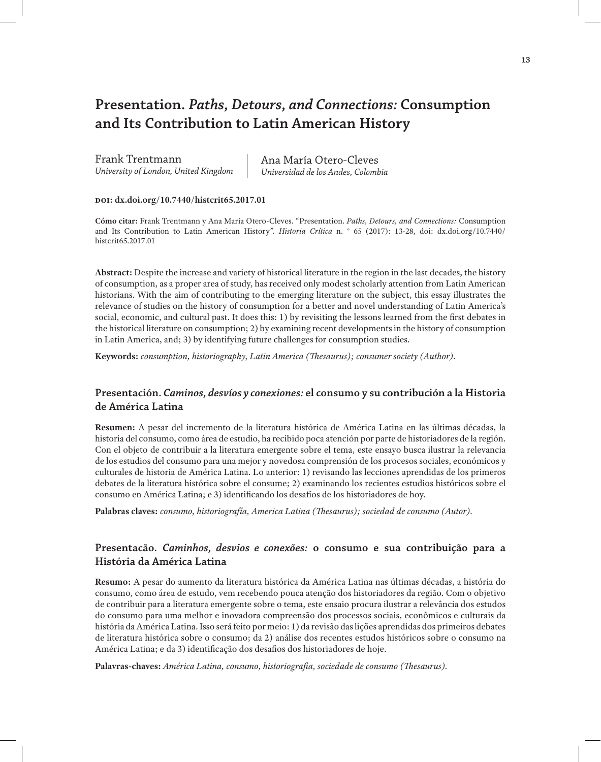# Presentation. *Paths, Detours, and Connections:* Consumption and Its Contribution to Latin American History

Frank Trentmann
*University of London, United Kingdom*

Ana María Otero-Cleves
*Universidad de los Andes, Colombia*

**DOI: dx.doi.org/10.7440/histcrit65.2017.01**

**Cómo citar:** Frank Trentmann y Ana María Otero-Cleves. "Presentation. *Paths, Detours, and Connections:* Consumption and Its Contribution to Latin American History". *Historia Crítica* n. ° 65 (2017): 13-28, doi: dx.doi.org/10.7440/histcrit65.2017.01

**Abstract:** Despite the increase and variety of historical literature in the region in the last decades, the history of consumption, as a proper area of study, has received only modest scholarly attention from Latin American historians. With the aim of contributing to the emerging literature on the subject, this essay illustrates the relevance of studies on the history of consumption for a better and novel understanding of Latin America's social, economic, and cultural past. It does this: 1) by revisiting the lessons learned from the first debates in the historical literature on consumption; 2) by examining recent developments in the history of consumption in Latin America, and; 3) by identifying future challenges for consumption studies.

**Keywords:** *consumption, historiography, Latin America (Thesaurus); consumer society (Author).*

## Presentación. *Caminos, desvíos y conexiones:* el consumo y su contribución a la Historia de América Latina

**Resumen:** A pesar del incremento de la literatura histórica de América Latina en las últimas décadas, la historia del consumo, como área de estudio, ha recibido poca atención por parte de historiadores de la región. Con el objeto de contribuir a la literatura emergente sobre el tema, este ensayo busca ilustrar la relevancia de los estudios del consumo para una mejor y novedosa comprensión de los procesos sociales, económicos y culturales de historia de América Latina. Lo anterior: 1) revisando las lecciones aprendidas de los primeros debates de la literatura histórica sobre el consume; 2) examinando los recientes estudios históricos sobre el consumo en América Latina; e 3) identificando los desafíos de los historiadores de hoy.

**Palabras claves:** *consumo, historiografía, America Latina (Thesaurus); sociedad de consumo (Autor).*

## Presentacão. *Caminhos, desvios e conexões:* o consumo e sua contribuição para a História da América Latina

**Resumo:** A pesar do aumento da literatura histórica da América Latina nas últimas décadas, a história do consumo, como área de estudo, vem recebendo pouca atenção dos historiadores da região. Com o objetivo de contribuir para a literatura emergente sobre o tema, este ensaio procura ilustrar a relevância dos estudos do consumo para uma melhor e inovadora compreensão dos processos sociais, econômicos e culturais da história da América Latina. Isso será feito por meio: 1) da revisão das lições aprendidas dos primeiros debates de literatura histórica sobre o consumo; da 2) análise dos recentes estudos históricos sobre o consumo na América Latina; e da 3) identificação dos desafios dos historiadores de hoje.

**Palavras-chaves:** *América Latina, consumo, historiografia, sociedade de consumo (Thesaurus).*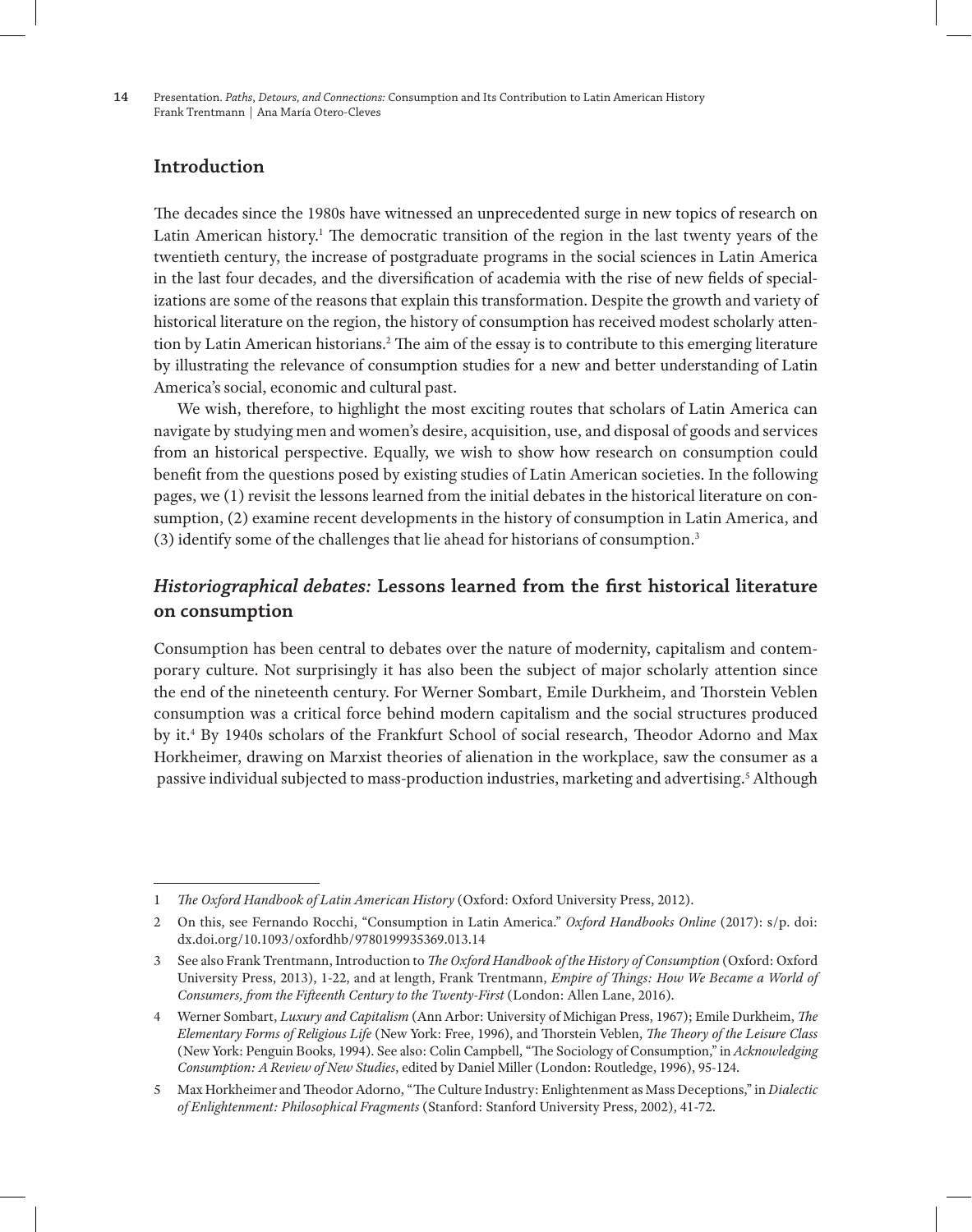## Introduction

The decades since the 1980s have witnessed an unprecedented surge in new topics of research on Latin American history.[1] The democratic transition of the region in the last twenty years of the twentieth century, the increase of postgraduate programs in the social sciences in Latin America in the last four decades, and the diversification of academia with the rise of new fields of specializations are some of the reasons that explain this transformation. Despite the growth and variety of historical literature on the region, the history of consumption has received modest scholarly attention by Latin American historians.[2] The aim of the essay is to contribute to this emerging literature by illustrating the relevance of consumption studies for a new and better understanding of Latin America's social, economic and cultural past.

We wish, therefore, to highlight the most exciting routes that scholars of Latin America can navigate by studying men and women's desire, acquisition, use, and disposal of goods and services from an historical perspective. Equally, we wish to show how research on consumption could benefit from the questions posed by existing studies of Latin American societies. In the following pages, we (1) revisit the lessons learned from the initial debates in the historical literature on consumption, (2) examine recent developments in the history of consumption in Latin America, and (3) identify some of the challenges that lie ahead for historians of consumption.[3]

## *Historiographical debates:* Lessons learned from the first historical literature on consumption

Consumption has been central to debates over the nature of modernity, capitalism and contemporary culture. Not surprisingly it has also been the subject of major scholarly attention since the end of the nineteenth century. For Werner Sombart, Emile Durkheim, and Thorstein Veblen consumption was a critical force behind modern capitalism and the social structures produced by it.[4] By 1940s scholars of the Frankfurt School of social research, Theodor Adorno and Max Horkheimer, drawing on Marxist theories of alienation in the workplace, saw the consumer as a passive individual subjected to mass-production industries, marketing and advertising.[5] Although

---

1 *The Oxford Handbook of Latin American History* (Oxford: Oxford University Press, 2012).

2 On this, see Fernando Rocchi, "Consumption in Latin America." *Oxford Handbooks Online* (2017): s/p. doi: dx.doi.org/10.1093/oxfordhb/9780199935369.013.14

3 See also Frank Trentmann, Introduction to *The Oxford Handbook of the History of Consumption* (Oxford: Oxford University Press, 2013), 1-22, and at length, Frank Trentmann, *Empire of Things: How We Became a World of Consumers, from the Fifteenth Century to the Twenty-First* (London: Allen Lane, 2016).

4 Werner Sombart, *Luxury and Capitalism* (Ann Arbor: University of Michigan Press, 1967); Emile Durkheim, *The Elementary Forms of Religious Life* (New York: Free, 1996), and Thorstein Veblen, *The Theory of the Leisure Class* (New York: Penguin Books, 1994). See also: Colin Campbell, "The Sociology of Consumption," in *Acknowledging Consumption: A Review of New Studies*, edited by Daniel Miller (London: Routledge, 1996), 95-124.

5 Max Horkheimer and Theodor Adorno, "The Culture Industry: Enlightenment as Mass Deceptions," in *Dialectic of Enlightenment: Philosophical Fragments* (Stanford: Stanford University Press, 2002), 41-72.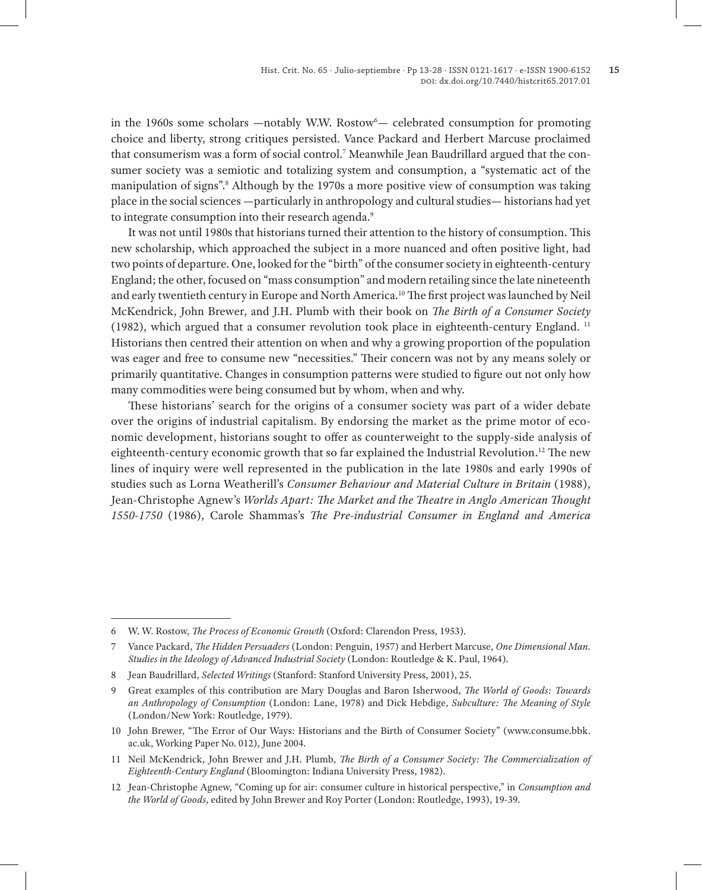in the 1960s some scholars —notably W.W. Rostow[6]— celebrated consumption for promoting choice and liberty, strong critiques persisted. Vance Packard and Herbert Marcuse proclaimed that consumerism was a form of social control.[7] Meanwhile Jean Baudrillard argued that the consumer society was a semiotic and totalizing system and consumption, a "systematic act of the manipulation of signs".[8] Although by the 1970s a more positive view of consumption was taking place in the social sciences —particularly in anthropology and cultural studies— historians had yet to integrate consumption into their research agenda.[9]

It was not until 1980s that historians turned their attention to the history of consumption. This new scholarship, which approached the subject in a more nuanced and often positive light, had two points of departure. One, looked for the "birth" of the consumer society in eighteenth-century England; the other, focused on "mass consumption" and modern retailing since the late nineteenth and early twentieth century in Europe and North America.[10] The first project was launched by Neil McKendrick, John Brewer, and J.H. Plumb with their book on *The Birth of a Consumer Society* (1982), which argued that a consumer revolution took place in eighteenth-century England. [11] Historians then centred their attention on when and why a growing proportion of the population was eager and free to consume new "necessities." Their concern was not by any means solely or primarily quantitative. Changes in consumption patterns were studied to figure out not only how many commodities were being consumed but by whom, when and why.

These historians' search for the origins of a consumer society was part of a wider debate over the origins of industrial capitalism. By endorsing the market as the prime motor of economic development, historians sought to offer as counterweight to the supply-side analysis of eighteenth-century economic growth that so far explained the Industrial Revolution.[12] The new lines of inquiry were well represented in the publication in the late 1980s and early 1990s of studies such as Lorna Weatherill's *Consumer Behaviour and Material Culture in Britain* (1988), Jean-Christophe Agnew's *Worlds Apart: The Market and the Theatre in Anglo American Thought 1550-1750* (1986), Carole Shammas's *The Pre-industrial Consumer in England and America*

---

6 W. W. Rostow, *The Process of Economic Growth* (Oxford: Clarendon Press, 1953).

7 Vance Packard, *The Hidden Persuaders* (London: Penguin, 1957) and Herbert Marcuse, *One Dimensional Man. Studies in the Ideology of Advanced Industrial Society* (London: Routledge & K. Paul, 1964).

8 Jean Baudrillard, *Selected Writings* (Stanford: Stanford University Press, 2001), 25.

9 Great examples of this contribution are Mary Douglas and Baron Isherwood, *The World of Goods: Towards an Anthropology of Consumption* (London: Lane, 1978) and Dick Hebdige, *Subculture: The Meaning of Style* (London/New York: Routledge, 1979).

10 John Brewer, "The Error of Our Ways: Historians and the Birth of Consumer Society" (www.consume.bbk.ac.uk, Working Paper No. 012), June 2004.

11 Neil McKendrick, John Brewer and J.H. Plumb, *The Birth of a Consumer Society: The Commercialization of Eighteenth-Century England* (Bloomington: Indiana University Press, 1982).

12 Jean-Christophe Agnew, "Coming up for air: consumer culture in historical perspective," in *Consumption and the World of Goods*, edited by John Brewer and Roy Porter (London: Routledge, 1993), 19-39.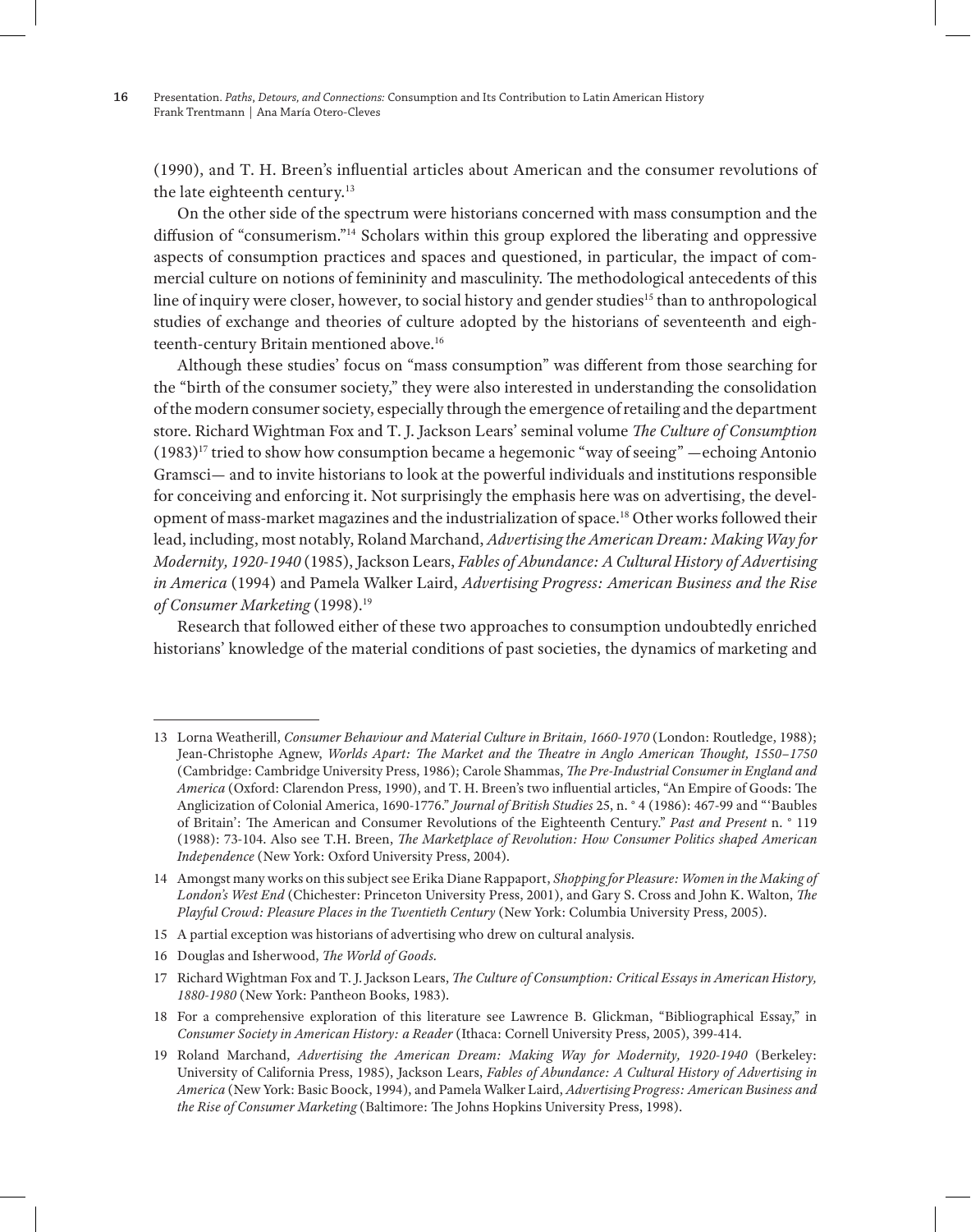(1990), and T. H. Breen's influential articles about American and the consumer revolutions of the late eighteenth century.[13]

On the other side of the spectrum were historians concerned with mass consumption and the diffusion of "consumerism."[14] Scholars within this group explored the liberating and oppressive aspects of consumption practices and spaces and questioned, in particular, the impact of commercial culture on notions of femininity and masculinity. The methodological antecedents of this line of inquiry were closer, however, to social history and gender studies[15] than to anthropological studies of exchange and theories of culture adopted by the historians of seventeenth and eighteenth-century Britain mentioned above.[16]

Although these studies' focus on "mass consumption" was different from those searching for the "birth of the consumer society," they were also interested in understanding the consolidation of the modern consumer society, especially through the emergence of retailing and the department store. Richard Wightman Fox and T. J. Jackson Lears' seminal volume *The Culture of Consumption* (1983)[17] tried to show how consumption became a hegemonic "way of seeing" —echoing Antonio Gramsci— and to invite historians to look at the powerful individuals and institutions responsible for conceiving and enforcing it. Not surprisingly the emphasis here was on advertising, the development of mass-market magazines and the industrialization of space.[18] Other works followed their lead, including, most notably, Roland Marchand, *Advertising the American Dream: Making Way for Modernity, 1920-1940* (1985), Jackson Lears, *Fables of Abundance: A Cultural History of Advertising in America* (1994) and Pamela Walker Laird, *Advertising Progress: American Business and the Rise of Consumer Marketing* (1998).[19]

Research that followed either of these two approaches to consumption undoubtedly enriched historians' knowledge of the material conditions of past societies, the dynamics of marketing and

---

13 Lorna Weatherill, *Consumer Behaviour and Material Culture in Britain, 1660-1970* (London: Routledge, 1988); Jean-Christophe Agnew, *Worlds Apart: The Market and the Theatre in Anglo American Thought, 1550–1750* (Cambridge: Cambridge University Press, 1986); Carole Shammas, *The Pre-Industrial Consumer in England and America* (Oxford: Clarendon Press, 1990), and T. H. Breen's two influential articles, "An Empire of Goods: The Anglicization of Colonial America, 1690-1776." *Journal of British Studies* 25, n. ° 4 (1986): 467-99 and "'Baubles of Britain': The American and Consumer Revolutions of the Eighteenth Century." *Past and Present* n. ° 119 (1988): 73-104. Also see T.H. Breen, *The Marketplace of Revolution: How Consumer Politics shaped American Independence* (New York: Oxford University Press, 2004).

14 Amongst many works on this subject see Erika Diane Rappaport, *Shopping for Pleasure: Women in the Making of London's West End* (Chichester: Princeton University Press, 2001), and Gary S. Cross and John K. Walton, *The Playful Crowd: Pleasure Places in the Twentieth Century* (New York: Columbia University Press, 2005).

15 A partial exception was historians of advertising who drew on cultural analysis.

16 Douglas and Isherwood, *The World of Goods*.

17 Richard Wightman Fox and T. J. Jackson Lears, *The Culture of Consumption: Critical Essays in American History, 1880-1980* (New York: Pantheon Books, 1983).

18 For a comprehensive exploration of this literature see Lawrence B. Glickman, "Bibliographical Essay," in *Consumer Society in American History: a Reader* (Ithaca: Cornell University Press, 2005), 399-414.

19 Roland Marchand, *Advertising the American Dream: Making Way for Modernity, 1920-1940* (Berkeley: University of California Press, 1985), Jackson Lears, *Fables of Abundance: A Cultural History of Advertising in America* (New York: Basic Boock, 1994), and Pamela Walker Laird, *Advertising Progress: American Business and the Rise of Consumer Marketing* (Baltimore: The Johns Hopkins University Press, 1998).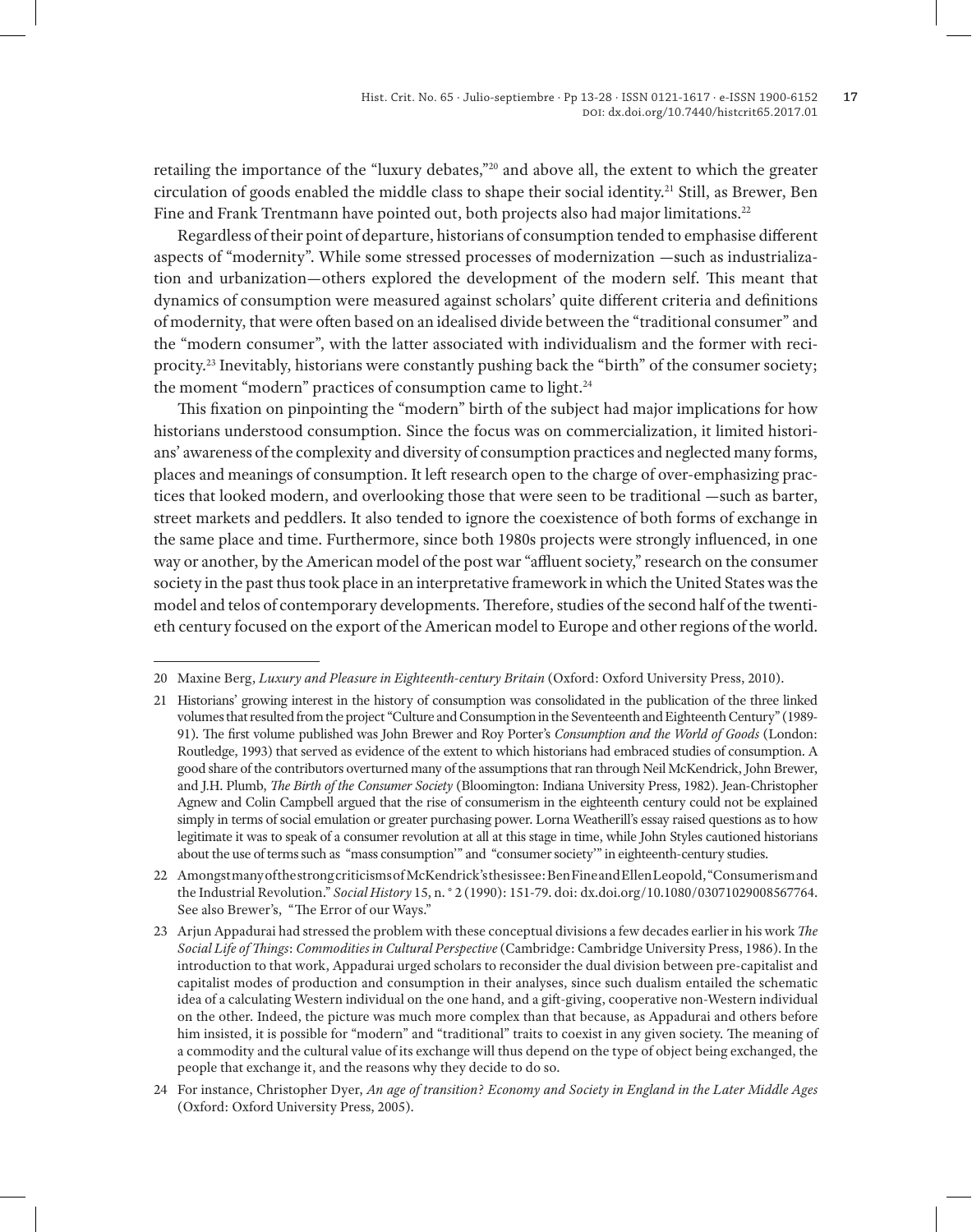retailing the importance of the "luxury debates,"[20] and above all, the extent to which the greater circulation of goods enabled the middle class to shape their social identity.[21] Still, as Brewer, Ben Fine and Frank Trentmann have pointed out, both projects also had major limitations.[22]

Regardless of their point of departure, historians of consumption tended to emphasise different aspects of "modernity". While some stressed processes of modernization —such as industrialization and urbanization—others explored the development of the modern self. This meant that dynamics of consumption were measured against scholars' quite different criteria and definitions of modernity, that were often based on an idealised divide between the "traditional consumer" and the "modern consumer", with the latter associated with individualism and the former with reciprocity.[23] Inevitably, historians were constantly pushing back the "birth" of the consumer society; the moment "modern" practices of consumption came to light.[24]

This fixation on pinpointing the "modern" birth of the subject had major implications for how historians understood consumption. Since the focus was on commercialization, it limited historians' awareness of the complexity and diversity of consumption practices and neglected many forms, places and meanings of consumption. It left research open to the charge of over-emphasizing practices that looked modern, and overlooking those that were seen to be traditional —such as barter, street markets and peddlers. It also tended to ignore the coexistence of both forms of exchange in the same place and time. Furthermore, since both 1980s projects were strongly influenced, in one way or another, by the American model of the post war "affluent society," research on the consumer society in the past thus took place in an interpretative framework in which the United States was the model and telos of contemporary developments. Therefore, studies of the second half of the twentieth century focused on the export of the American model to Europe and other regions of the world.

---

20 Maxine Berg, *Luxury and Pleasure in Eighteenth-century Britain* (Oxford: Oxford University Press, 2010).

21 Historians' growing interest in the history of consumption was consolidated in the publication of the three linked volumes that resulted from the project "Culture and Consumption in the Seventeenth and Eighteenth Century" (1989-91). The first volume published was John Brewer and Roy Porter's *Consumption and the World of Goods* (London: Routledge, 1993) that served as evidence of the extent to which historians had embraced studies of consumption. A good share of the contributors overturned many of the assumptions that ran through Neil McKendrick, John Brewer, and J.H. Plumb, *The Birth of the Consumer Society* (Bloomington: Indiana University Press, 1982). Jean-Christopher Agnew and Colin Campbell argued that the rise of consumerism in the eighteenth century could not be explained simply in terms of social emulation or greater purchasing power. Lorna Weatherill's essay raised questions as to how legitimate it was to speak of a consumer revolution at all at this stage in time, while John Styles cautioned historians about the use of terms such as "mass consumption'" and "consumer society'" in eighteenth-century studies.

22 Amongst many of the strong criticisms of McKendrick's thesis see: Ben Fine and Ellen Leopold, "Consumerism and the Industrial Revolution." *Social History* 15, n. ° 2 (1990): 151-79. doi: dx.doi.org/10.1080/03071029008567764. See also Brewer's, "The Error of our Ways."

23 Arjun Appadurai had stressed the problem with these conceptual divisions a few decades earlier in his work *The Social Life of Things*: *Commodities in Cultural Perspective* (Cambridge: Cambridge University Press, 1986). In the introduction to that work, Appadurai urged scholars to reconsider the dual division between pre-capitalist and capitalist modes of production and consumption in their analyses, since such dualism entailed the schematic idea of a calculating Western individual on the one hand, and a gift-giving, cooperative non-Western individual on the other. Indeed, the picture was much more complex than that because, as Appadurai and others before him insisted, it is possible for "modern" and "traditional" traits to coexist in any given society. The meaning of a commodity and the cultural value of its exchange will thus depend on the type of object being exchanged, the people that exchange it, and the reasons why they decide to do so.

24 For instance, Christopher Dyer, *An age of transition? Economy and Society in England in the Later Middle Ages* (Oxford: Oxford University Press, 2005).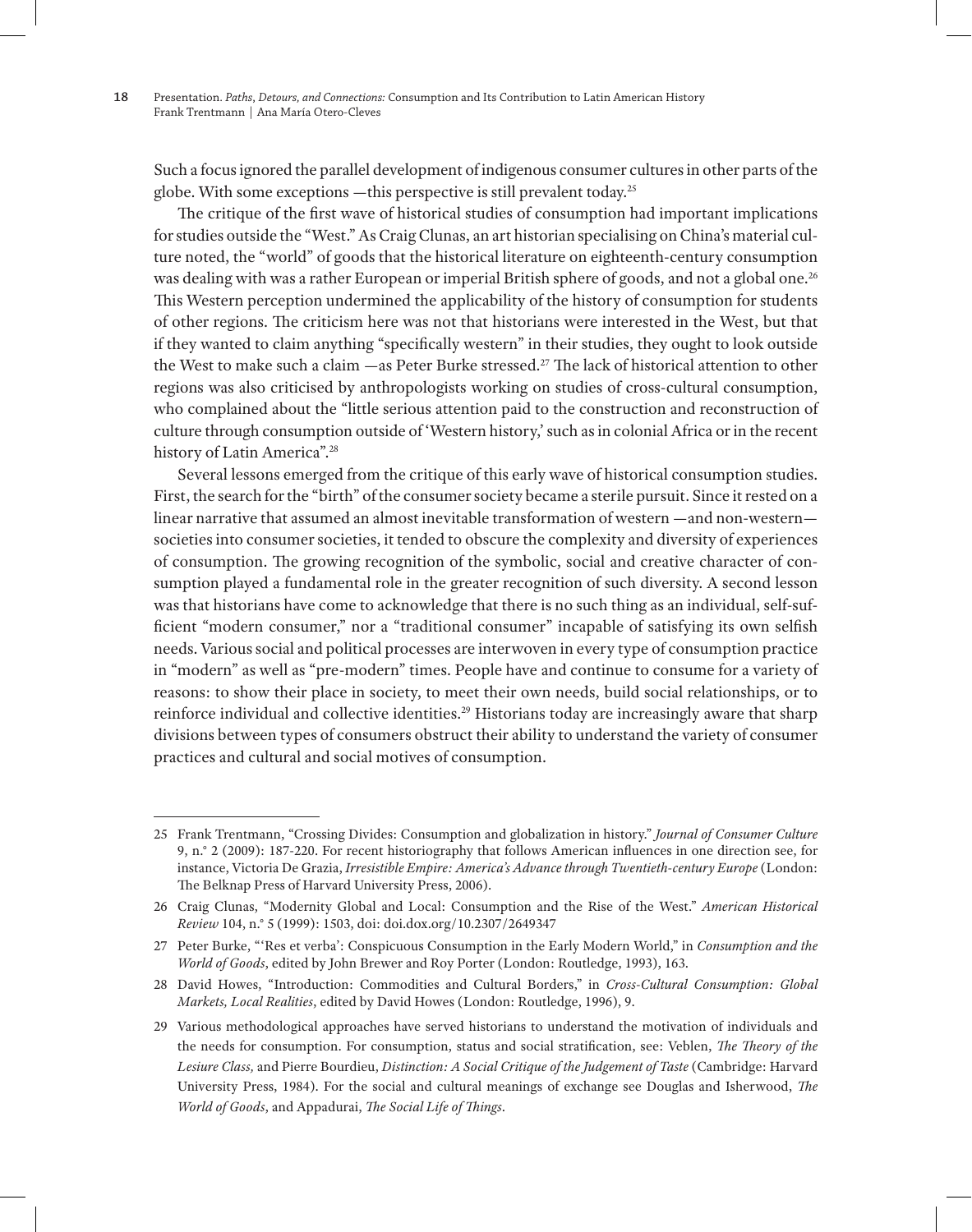Such a focus ignored the parallel development of indigenous consumer cultures in other parts of the globe. With some exceptions —this perspective is still prevalent today.[25]

The critique of the first wave of historical studies of consumption had important implications for studies outside the "West." As Craig Clunas, an art historian specialising on China's material culture noted, the "world" of goods that the historical literature on eighteenth-century consumption was dealing with was a rather European or imperial British sphere of goods, and not a global one.[26] This Western perception undermined the applicability of the history of consumption for students of other regions. The criticism here was not that historians were interested in the West, but that if they wanted to claim anything "specifically western" in their studies, they ought to look outside the West to make such a claim —as Peter Burke stressed.[27] The lack of historical attention to other regions was also criticised by anthropologists working on studies of cross-cultural consumption, who complained about the "little serious attention paid to the construction and reconstruction of culture through consumption outside of 'Western history,' such as in colonial Africa or in the recent history of Latin America".[28]

Several lessons emerged from the critique of this early wave of historical consumption studies. First, the search for the "birth" of the consumer society became a sterile pursuit. Since it rested on a linear narrative that assumed an almost inevitable transformation of western —and non-western— societies into consumer societies, it tended to obscure the complexity and diversity of experiences of consumption. The growing recognition of the symbolic, social and creative character of consumption played a fundamental role in the greater recognition of such diversity. A second lesson was that historians have come to acknowledge that there is no such thing as an individual, self-sufficient "modern consumer," nor a "traditional consumer" incapable of satisfying its own selfish needs. Various social and political processes are interwoven in every type of consumption practice in "modern" as well as "pre-modern" times. People have and continue to consume for a variety of reasons: to show their place in society, to meet their own needs, build social relationships, or to reinforce individual and collective identities.[29] Historians today are increasingly aware that sharp divisions between types of consumers obstruct their ability to understand the variety of consumer practices and cultural and social motives of consumption.

---

25 Frank Trentmann, "Crossing Divides: Consumption and globalization in history." *Journal of Consumer Culture* 9, n.° 2 (2009): 187-220. For recent historiography that follows American influences in one direction see, for instance, Victoria De Grazia, *Irresistible Empire: America's Advance through Twentieth-century Europe* (London: The Belknap Press of Harvard University Press, 2006).

26 Craig Clunas, "Modernity Global and Local: Consumption and the Rise of the West." *American Historical Review* 104, n.° 5 (1999): 1503, doi: doi.dox.org/10.2307/2649347

27 Peter Burke, "'Res et verba': Conspicuous Consumption in the Early Modern World," in *Consumption and the World of Goods*, edited by John Brewer and Roy Porter (London: Routledge, 1993), 163.

28 David Howes, "Introduction: Commodities and Cultural Borders," in *Cross-Cultural Consumption: Global Markets, Local Realities*, edited by David Howes (London: Routledge, 1996), 9.

29 Various methodological approaches have served historians to understand the motivation of individuals and the needs for consumption. For consumption, status and social stratification, see: Veblen, *The Theory of the Lesiure Class,* and Pierre Bourdieu, *Distinction: A Social Critique of the Judgement of Taste* (Cambridge: Harvard University Press, 1984). For the social and cultural meanings of exchange see Douglas and Isherwood, *The World of Goods*, and Appadurai, *The Social Life of Things*.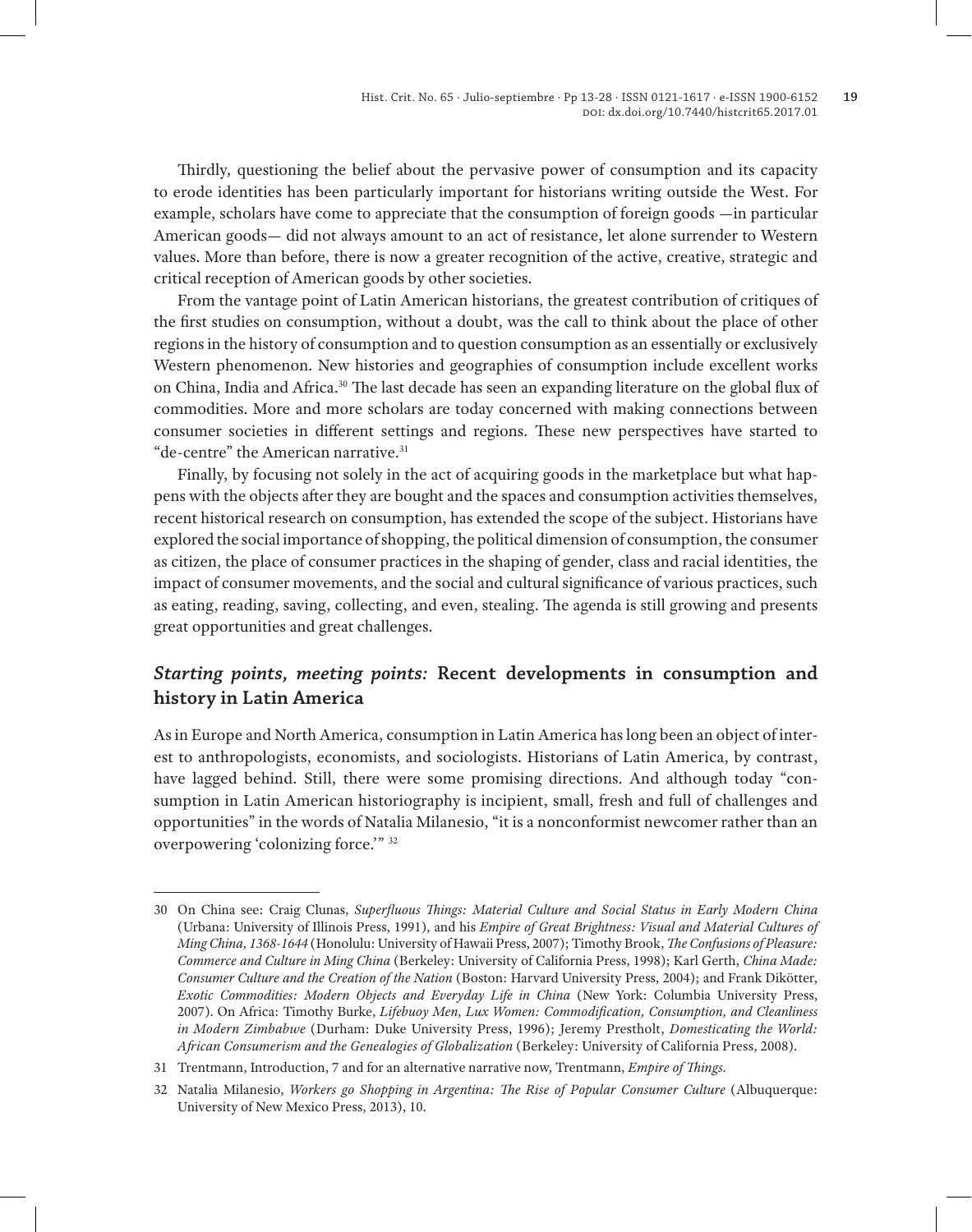Thirdly, questioning the belief about the pervasive power of consumption and its capacity to erode identities has been particularly important for historians writing outside the West. For example, scholars have come to appreciate that the consumption of foreign goods —in particular American goods— did not always amount to an act of resistance, let alone surrender to Western values. More than before, there is now a greater recognition of the active, creative, strategic and critical reception of American goods by other societies.

From the vantage point of Latin American historians, the greatest contribution of critiques of the first studies on consumption, without a doubt, was the call to think about the place of other regions in the history of consumption and to question consumption as an essentially or exclusively Western phenomenon. New histories and geographies of consumption include excellent works on China, India and Africa.[30] The last decade has seen an expanding literature on the global flux of commodities. More and more scholars are today concerned with making connections between consumer societies in different settings and regions. These new perspectives have started to "de-centre" the American narrative.[31]

Finally, by focusing not solely in the act of acquiring goods in the marketplace but what happens with the objects after they are bought and the spaces and consumption activities themselves, recent historical research on consumption, has extended the scope of the subject. Historians have explored the social importance of shopping, the political dimension of consumption, the consumer as citizen, the place of consumer practices in the shaping of gender, class and racial identities, the impact of consumer movements, and the social and cultural significance of various practices, such as eating, reading, saving, collecting, and even, stealing. The agenda is still growing and presents great opportunities and great challenges.

## *Starting points, meeting points:* Recent developments in consumption and history in Latin America

As in Europe and North America, consumption in Latin America has long been an object of interest to anthropologists, economists, and sociologists. Historians of Latin America, by contrast, have lagged behind. Still, there were some promising directions. And although today "consumption in Latin American historiography is incipient, small, fresh and full of challenges and opportunities" in the words of Natalia Milanesio, "it is a nonconformist newcomer rather than an overpowering 'colonizing force.'" [32]

---

30 On China see: Craig Clunas, *Superfluous Things: Material Culture and Social Status in Early Modern China* (Urbana: University of Illinois Press, 1991), and his *Empire of Great Brightness: Visual and Material Cultures of Ming China, 1368-1644* (Honolulu: University of Hawaii Press, 2007); Timothy Brook, *The Confusions of Pleasure: Commerce and Culture in Ming China* (Berkeley: University of California Press, 1998); Karl Gerth, *China Made: Consumer Culture and the Creation of the Nation* (Boston: Harvard University Press, 2004); and Frank Dikötter, *Exotic Commodities: Modern Objects and Everyday Life in China* (New York: Columbia University Press, 2007). On Africa: Timothy Burke, *Lifebuoy Men, Lux Women: Commodification, Consumption, and Cleanliness in Modern Zimbabwe* (Durham: Duke University Press, 1996); Jeremy Prestholt, *Domesticating the World: African Consumerism and the Genealogies of Globalization* (Berkeley: University of California Press, 2008).

31 Trentmann, Introduction, 7 and for an alternative narrative now, Trentmann, *Empire of Things.*

32 Natalia Milanesio, *Workers go Shopping in Argentina: The Rise of Popular Consumer Culture* (Albuquerque: University of New Mexico Press, 2013), 10.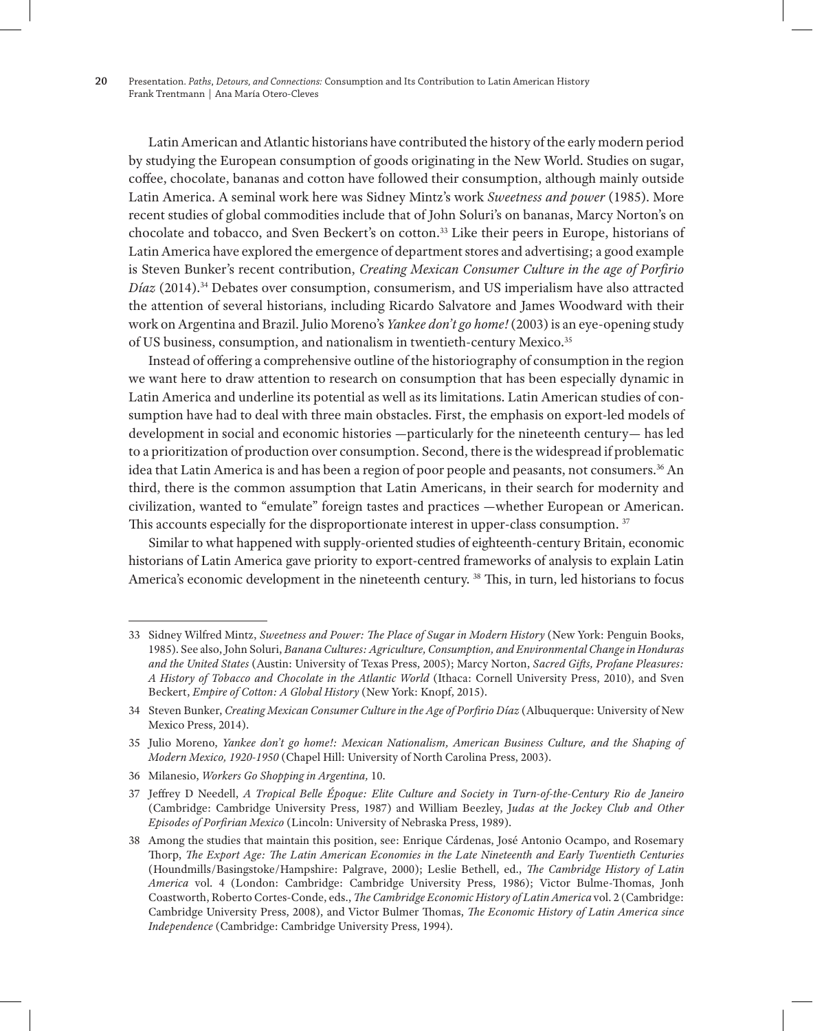Latin American and Atlantic historians have contributed the history of the early modern period by studying the European consumption of goods originating in the New World. Studies on sugar, coffee, chocolate, bananas and cotton have followed their consumption, although mainly outside Latin America. A seminal work here was Sidney Mintz's work *Sweetness and power* (1985). More recent studies of global commodities include that of John Soluri's on bananas, Marcy Norton's on chocolate and tobacco, and Sven Beckert's on cotton.[33] Like their peers in Europe, historians of Latin America have explored the emergence of department stores and advertising; a good example is Steven Bunker's recent contribution, *Creating Mexican Consumer Culture in the age of Porfirio Díaz* (2014).[34] Debates over consumption, consumerism, and US imperialism have also attracted the attention of several historians, including Ricardo Salvatore and James Woodward with their work on Argentina and Brazil. Julio Moreno's *Yankee don't go home!* (2003) is an eye-opening study of US business, consumption, and nationalism in twentieth-century Mexico.[35]

Instead of offering a comprehensive outline of the historiography of consumption in the region we want here to draw attention to research on consumption that has been especially dynamic in Latin America and underline its potential as well as its limitations. Latin American studies of consumption have had to deal with three main obstacles. First, the emphasis on export-led models of development in social and economic histories —particularly for the nineteenth century— has led to a prioritization of production over consumption. Second, there is the widespread if problematic idea that Latin America is and has been a region of poor people and peasants, not consumers.[36] An third, there is the common assumption that Latin Americans, in their search for modernity and civilization, wanted to "emulate" foreign tastes and practices —whether European or American. This accounts especially for the disproportionate interest in upper-class consumption. [37]

Similar to what happened with supply-oriented studies of eighteenth-century Britain, economic historians of Latin America gave priority to export-centred frameworks of analysis to explain Latin America's economic development in the nineteenth century. [38] This, in turn, led historians to focus

---

33 Sidney Wilfred Mintz, *Sweetness and Power: The Place of Sugar in Modern History* (New York: Penguin Books, 1985). See also, John Soluri, *Banana Cultures: Agriculture, Consumption, and Environmental Change in Honduras and the United States* (Austin: University of Texas Press, 2005); Marcy Norton, *Sacred Gifts, Profane Pleasures: A History of Tobacco and Chocolate in the Atlantic World* (Ithaca: Cornell University Press, 2010), and Sven Beckert, *Empire of Cotton: A Global History* (New York: Knopf, 2015).

34 Steven Bunker, *Creating Mexican Consumer Culture in the Age of Porfirio Díaz* (Albuquerque: University of New Mexico Press, 2014).

35 Julio Moreno, *Yankee don't go home!: Mexican Nationalism, American Business Culture, and the Shaping of Modern Mexico, 1920-1950* (Chapel Hill: University of North Carolina Press, 2003).

36 Milanesio, *Workers Go Shopping in Argentina,* 10.

37 Jeffrey D Needell, *A Tropical Belle Époque: Elite Culture and Society in Turn-of-the-Century Rio de Janeiro* (Cambridge: Cambridge University Press, 1987) and William Beezley, J*udas at the Jockey Club and Other Episodes of Porfirian Mexico* (Lincoln: University of Nebraska Press, 1989).

38 Among the studies that maintain this position, see: Enrique Cárdenas, José Antonio Ocampo, and Rosemary Thorp, *The Export Age: The Latin American Economies in the Late Nineteenth and Early Twentieth Centuries* (Houndmills/Basingstoke/Hampshire: Palgrave, 2000); Leslie Bethell, ed., *The Cambridge History of Latin America* vol. 4 (London: Cambridge: Cambridge University Press, 1986); Victor Bulme-Thomas, Jonh Coastworth, Roberto Cortes-Conde, eds., *The Cambridge Economic History of Latin America* vol. 2 (Cambridge: Cambridge University Press, 2008), and Victor Bulmer Thomas, *The Economic History of Latin America since Independence* (Cambridge: Cambridge University Press, 1994).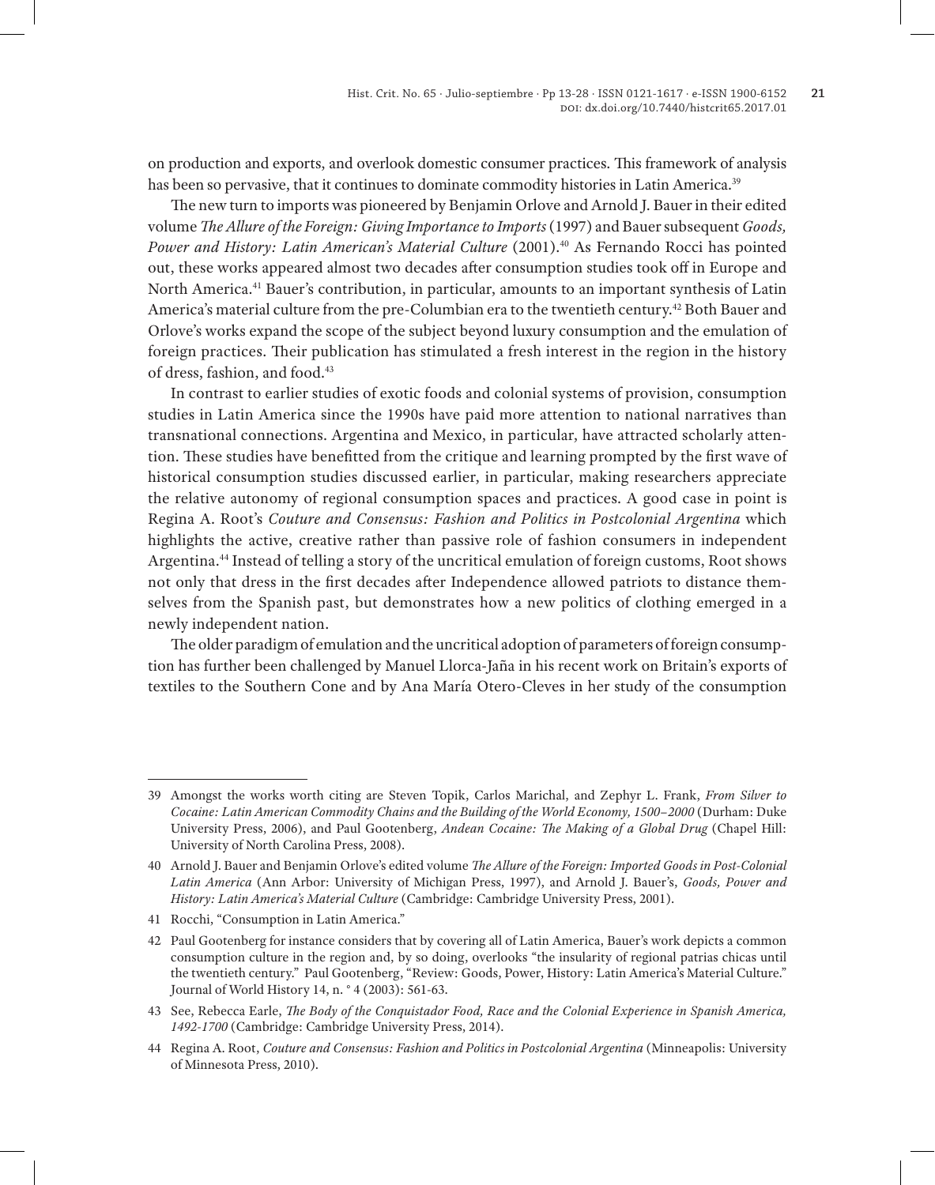on production and exports, and overlook domestic consumer practices. This framework of analysis has been so pervasive, that it continues to dominate commodity histories in Latin America.[39]

The new turn to imports was pioneered by Benjamin Orlove and Arnold J. Bauer in their edited volume *The Allure of the Foreign: Giving Importance to Imports* (1997) and Bauer subsequent *Goods, Power and History: Latin American's Material Culture* (2001).[40] As Fernando Rocci has pointed out, these works appeared almost two decades after consumption studies took off in Europe and North America.[41] Bauer's contribution, in particular, amounts to an important synthesis of Latin America's material culture from the pre-Columbian era to the twentieth century.[42] Both Bauer and Orlove's works expand the scope of the subject beyond luxury consumption and the emulation of foreign practices. Their publication has stimulated a fresh interest in the region in the history of dress, fashion, and food.[43]

In contrast to earlier studies of exotic foods and colonial systems of provision, consumption studies in Latin America since the 1990s have paid more attention to national narratives than transnational connections. Argentina and Mexico, in particular, have attracted scholarly attention. These studies have benefitted from the critique and learning prompted by the first wave of historical consumption studies discussed earlier, in particular, making researchers appreciate the relative autonomy of regional consumption spaces and practices. A good case in point is Regina A. Root's *Couture and Consensus: Fashion and Politics in Postcolonial Argentina* which highlights the active, creative rather than passive role of fashion consumers in independent Argentina.[44] Instead of telling a story of the uncritical emulation of foreign customs, Root shows not only that dress in the first decades after Independence allowed patriots to distance themselves from the Spanish past, but demonstrates how a new politics of clothing emerged in a newly independent nation.

The older paradigm of emulation and the uncritical adoption of parameters of foreign consumption has further been challenged by Manuel Llorca-Jaña in his recent work on Britain's exports of textiles to the Southern Cone and by Ana María Otero-Cleves in her study of the consumption

---

39 Amongst the works worth citing are Steven Topik, Carlos Marichal, and Zephyr L. Frank, *From Silver to Cocaine: Latin American Commodity Chains and the Building of the World Economy, 1500–2000* (Durham: Duke University Press, 2006), and Paul Gootenberg, *Andean Cocaine: The Making of a Global Drug* (Chapel Hill: University of North Carolina Press, 2008).

40 Arnold J. Bauer and Benjamin Orlove's edited volume *The Allure of the Foreign: Imported Goods in Post-Colonial Latin America* (Ann Arbor: University of Michigan Press, 1997), and Arnold J. Bauer's, *Goods, Power and History: Latin America's Material Culture* (Cambridge: Cambridge University Press, 2001).

41 Rocchi, "Consumption in Latin America."

42 Paul Gootenberg for instance considers that by covering all of Latin America, Bauer's work depicts a common consumption culture in the region and, by so doing, overlooks "the insularity of regional patrias chicas until the twentieth century." Paul Gootenberg, "Review: Goods, Power, History: Latin America's Material Culture." Journal of World History 14, n. ° 4 (2003): 561-63.

43 See, Rebecca Earle, *The Body of the Conquistador Food, Race and the Colonial Experience in Spanish America, 1492-1700* (Cambridge: Cambridge University Press, 2014).

44 Regina A. Root, *Couture and Consensus: Fashion and Politics in Postcolonial Argentina* (Minneapolis: University of Minnesota Press, 2010).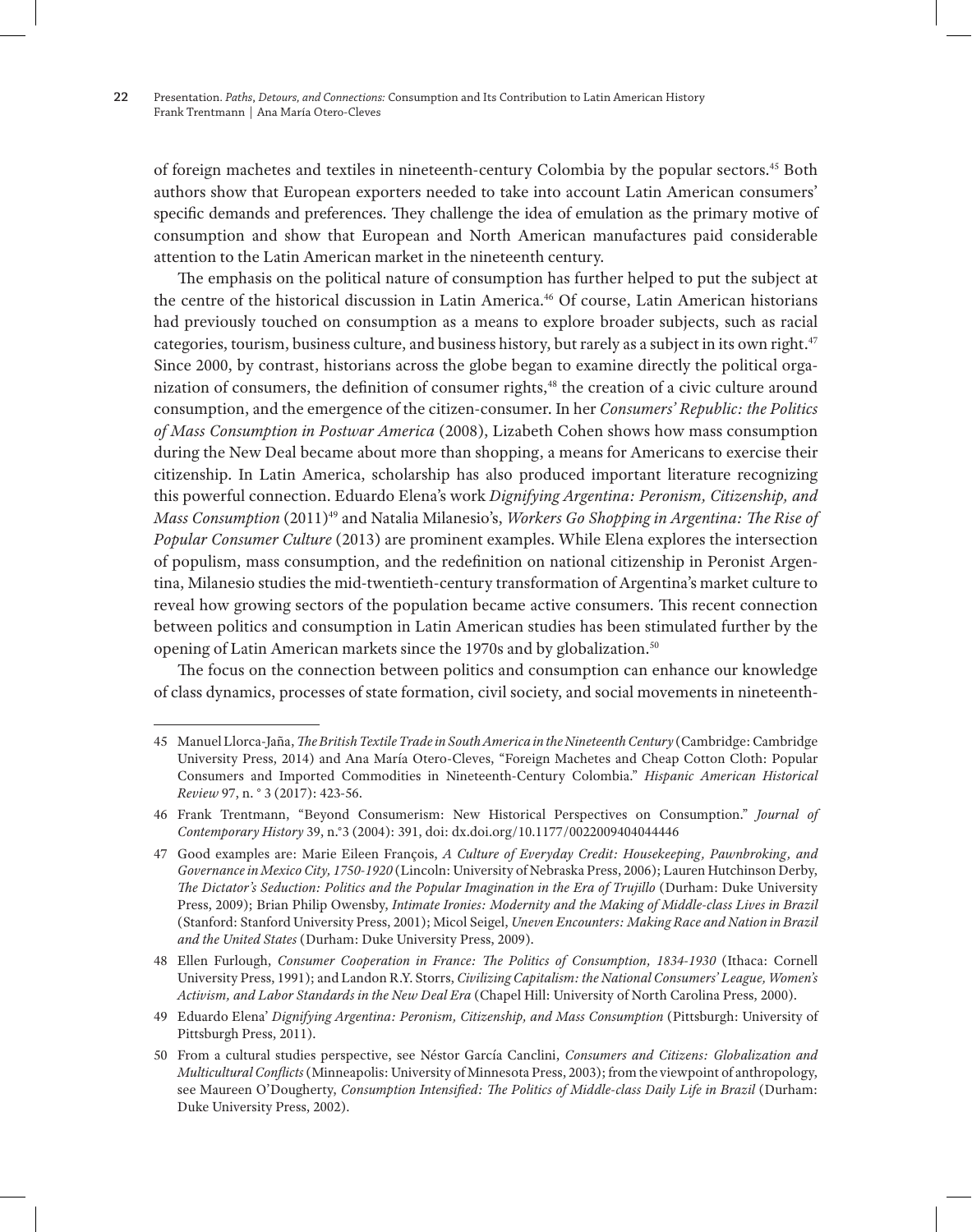of foreign machetes and textiles in nineteenth-century Colombia by the popular sectors.[45] Both authors show that European exporters needed to take into account Latin American consumers' specific demands and preferences. They challenge the idea of emulation as the primary motive of consumption and show that European and North American manufactures paid considerable attention to the Latin American market in the nineteenth century.

The emphasis on the political nature of consumption has further helped to put the subject at the centre of the historical discussion in Latin America.[46] Of course, Latin American historians had previously touched on consumption as a means to explore broader subjects, such as racial categories, tourism, business culture, and business history, but rarely as a subject in its own right.[47] Since 2000, by contrast, historians across the globe began to examine directly the political organization of consumers, the definition of consumer rights,[48] the creation of a civic culture around consumption, and the emergence of the citizen-consumer. In her *Consumers' Republic: the Politics of Mass Consumption in Postwar America* (2008), Lizabeth Cohen shows how mass consumption during the New Deal became about more than shopping, a means for Americans to exercise their citizenship. In Latin America, scholarship has also produced important literature recognizing this powerful connection. Eduardo Elena's work *Dignifying Argentina: Peronism, Citizenship, and Mass Consumption* (2011)[49] and Natalia Milanesio's, *Workers Go Shopping in Argentina: The Rise of Popular Consumer Culture* (2013) are prominent examples. While Elena explores the intersection of populism, mass consumption, and the redefinition on national citizenship in Peronist Argentina, Milanesio studies the mid-twentieth-century transformation of Argentina's market culture to reveal how growing sectors of the population became active consumers. This recent connection between politics and consumption in Latin American studies has been stimulated further by the opening of Latin American markets since the 1970s and by globalization.[50]

The focus on the connection between politics and consumption can enhance our knowledge of class dynamics, processes of state formation, civil society, and social movements in nineteenth-

---

45 Manuel Llorca-Jaña, *The British Textile Trade in South America in the Nineteenth Century* (Cambridge: Cambridge University Press, 2014) and Ana María Otero-Cleves, "Foreign Machetes and Cheap Cotton Cloth: Popular Consumers and Imported Commodities in Nineteenth-Century Colombia." *Hispanic American Historical Review* 97, n. ° 3 (2017): 423-56.

46 Frank Trentmann, "Beyond Consumerism: New Historical Perspectives on Consumption." *Journal of Contemporary History* 39, n.°3 (2004): 391, doi: dx.doi.org/10.1177/0022009404044446

47 Good examples are: Marie Eileen François, *A Culture of Everyday Credit: Housekeeping, Pawnbroking, and Governance in Mexico City, 1750-1920* (Lincoln: University of Nebraska Press, 2006); Lauren Hutchinson Derby, *The Dictator's Seduction: Politics and the Popular Imagination in the Era of Trujillo* (Durham: Duke University Press, 2009); Brian Philip Owensby, *Intimate Ironies: Modernity and the Making of Middle-class Lives in Brazil* (Stanford: Stanford University Press, 2001); Micol Seigel, *Uneven Encounters: Making Race and Nation in Brazil and the United States* (Durham: Duke University Press, 2009).

48 Ellen Furlough, *Consumer Cooperation in France: The Politics of Consumption, 1834-1930* (Ithaca: Cornell University Press, 1991); and Landon R.Y. Storrs, *Civilizing Capitalism: the National Consumers' League, Women's Activism, and Labor Standards in the New Deal Era* (Chapel Hill: University of North Carolina Press, 2000).

49 Eduardo Elena' *Dignifying Argentina: Peronism, Citizenship, and Mass Consumption* (Pittsburgh: University of Pittsburgh Press, 2011).

50 From a cultural studies perspective, see Néstor García Canclini, *Consumers and Citizens: Globalization and Multicultural Conflicts* (Minneapolis: University of Minnesota Press, 2003); from the viewpoint of anthropology, see Maureen O'Dougherty, *Consumption Intensified: The Politics of Middle-class Daily Life in Brazil* (Durham: Duke University Press, 2002).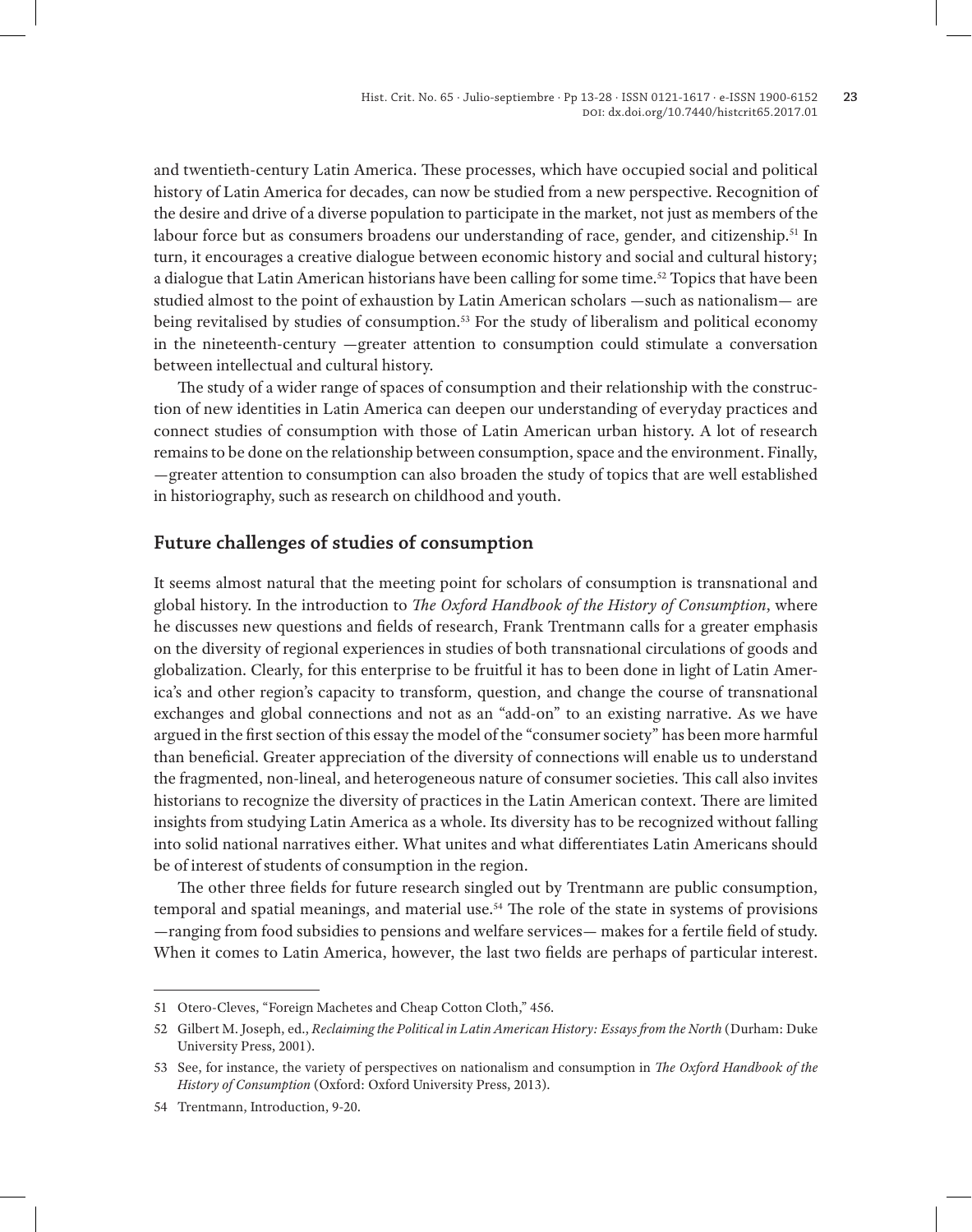and twentieth-century Latin America. These processes, which have occupied social and political history of Latin America for decades, can now be studied from a new perspective. Recognition of the desire and drive of a diverse population to participate in the market, not just as members of the labour force but as consumers broadens our understanding of race, gender, and citizenship.[51] In turn, it encourages a creative dialogue between economic history and social and cultural history; a dialogue that Latin American historians have been calling for some time.[52] Topics that have been studied almost to the point of exhaustion by Latin American scholars —such as nationalism— are being revitalised by studies of consumption.[53] For the study of liberalism and political economy in the nineteenth-century —greater attention to consumption could stimulate a conversation between intellectual and cultural history.

The study of a wider range of spaces of consumption and their relationship with the construction of new identities in Latin America can deepen our understanding of everyday practices and connect studies of consumption with those of Latin American urban history. A lot of research remains to be done on the relationship between consumption, space and the environment. Finally, —greater attention to consumption can also broaden the study of topics that are well established in historiography, such as research on childhood and youth.

## Future challenges of studies of consumption

It seems almost natural that the meeting point for scholars of consumption is transnational and global history. In the introduction to *The Oxford Handbook of the History of Consumption*, where he discusses new questions and fields of research, Frank Trentmann calls for a greater emphasis on the diversity of regional experiences in studies of both transnational circulations of goods and globalization. Clearly, for this enterprise to be fruitful it has to been done in light of Latin America's and other region's capacity to transform, question, and change the course of transnational exchanges and global connections and not as an "add-on" to an existing narrative. As we have argued in the first section of this essay the model of the "consumer society" has been more harmful than beneficial. Greater appreciation of the diversity of connections will enable us to understand the fragmented, non-lineal, and heterogeneous nature of consumer societies. This call also invites historians to recognize the diversity of practices in the Latin American context. There are limited insights from studying Latin America as a whole. Its diversity has to be recognized without falling into solid national narratives either. What unites and what differentiates Latin Americans should be of interest of students of consumption in the region.

The other three fields for future research singled out by Trentmann are public consumption, temporal and spatial meanings, and material use.[54] The role of the state in systems of provisions —ranging from food subsidies to pensions and welfare services— makes for a fertile field of study. When it comes to Latin America, however, the last two fields are perhaps of particular interest.

---

51 Otero-Cleves, "Foreign Machetes and Cheap Cotton Cloth," 456.

52 Gilbert M. Joseph, ed., *Reclaiming the Political in Latin American History: Essays from the North* (Durham: Duke University Press, 2001).

53 See, for instance, the variety of perspectives on nationalism and consumption in *The Oxford Handbook of the History of Consumption* (Oxford: Oxford University Press, 2013).

54 Trentmann, Introduction, 9-20.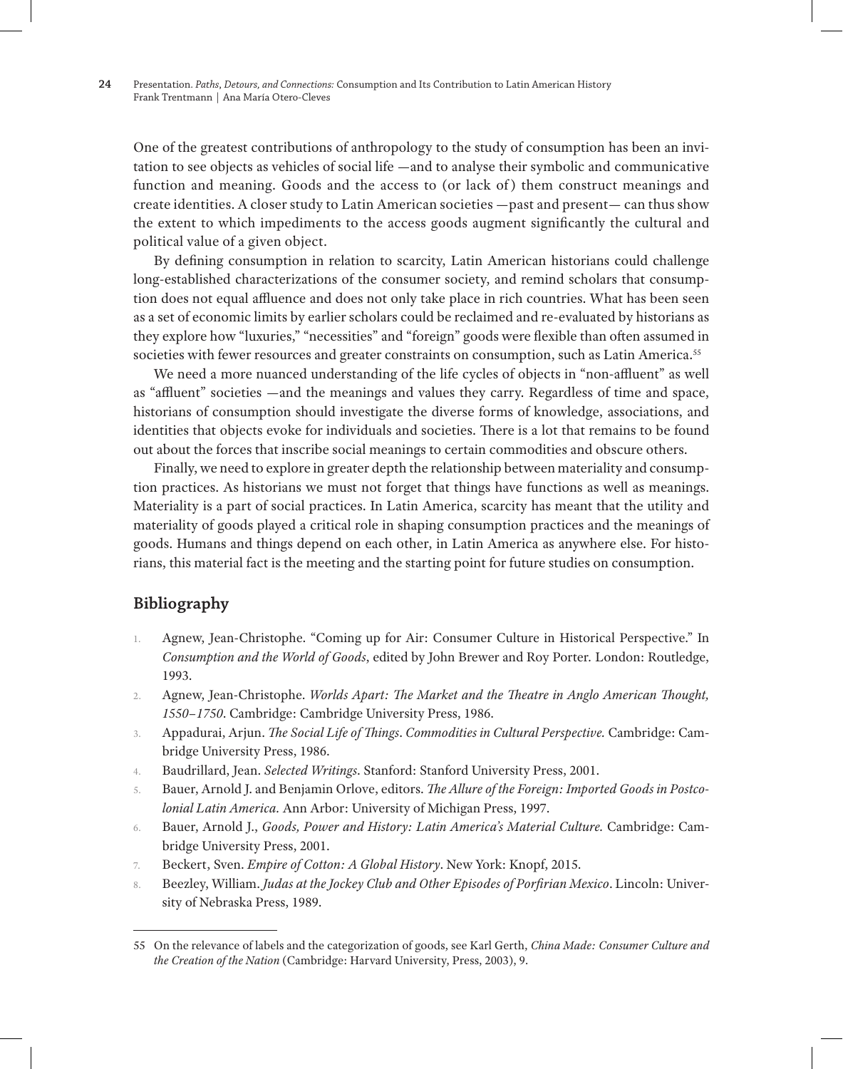One of the greatest contributions of anthropology to the study of consumption has been an invitation to see objects as vehicles of social life —and to analyse their symbolic and communicative function and meaning. Goods and the access to (or lack of) them construct meanings and create identities. A closer study to Latin American societies —past and present— can thus show the extent to which impediments to the access goods augment significantly the cultural and political value of a given object.

By defining consumption in relation to scarcity, Latin American historians could challenge long-established characterizations of the consumer society, and remind scholars that consumption does not equal affluence and does not only take place in rich countries. What has been seen as a set of economic limits by earlier scholars could be reclaimed and re-evaluated by historians as they explore how "luxuries," "necessities" and "foreign" goods were flexible than often assumed in societies with fewer resources and greater constraints on consumption, such as Latin America.[55]

We need a more nuanced understanding of the life cycles of objects in "non-affluent" as well as "affluent" societies —and the meanings and values they carry. Regardless of time and space, historians of consumption should investigate the diverse forms of knowledge, associations, and identities that objects evoke for individuals and societies. There is a lot that remains to be found out about the forces that inscribe social meanings to certain commodities and obscure others.

Finally, we need to explore in greater depth the relationship between materiality and consumption practices. As historians we must not forget that things have functions as well as meanings. Materiality is a part of social practices. In Latin America, scarcity has meant that the utility and materiality of goods played a critical role in shaping consumption practices and the meanings of goods. Humans and things depend on each other, in Latin America as anywhere else. For historians, this material fact is the meeting and the starting point for future studies on consumption.

## Bibliography

1. Agnew, Jean-Christophe. "Coming up for Air: Consumer Culture in Historical Perspective." In *Consumption and the World of Goods*, edited by John Brewer and Roy Porter. London: Routledge, 1993.
2. Agnew, Jean-Christophe. *Worlds Apart: The Market and the Theatre in Anglo American Thought, 1550–1750*. Cambridge: Cambridge University Press, 1986.
3. Appadurai, Arjun. *The Social Life of Things. Commodities in Cultural Perspective.* Cambridge: Cambridge University Press, 1986.
4. Baudrillard, Jean. *Selected Writings*. Stanford: Stanford University Press, 2001.
5. Bauer, Arnold J. and Benjamin Orlove, editors. *The Allure of the Foreign: Imported Goods in Postcolonial Latin America.* Ann Arbor: University of Michigan Press, 1997.
6. Bauer, Arnold J., *Goods, Power and History: Latin America's Material Culture.* Cambridge: Cambridge University Press, 2001.
7. Beckert, Sven. *Empire of Cotton: A Global History*. New York: Knopf, 2015.
8. Beezley, William. *Judas at the Jockey Club and Other Episodes of Porfirian Mexico*. Lincoln: University of Nebraska Press, 1989.

55 On the relevance of labels and the categorization of goods, see Karl Gerth, *China Made: Consumer Culture and the Creation of the Nation* (Cambridge: Harvard University, Press, 2003), 9.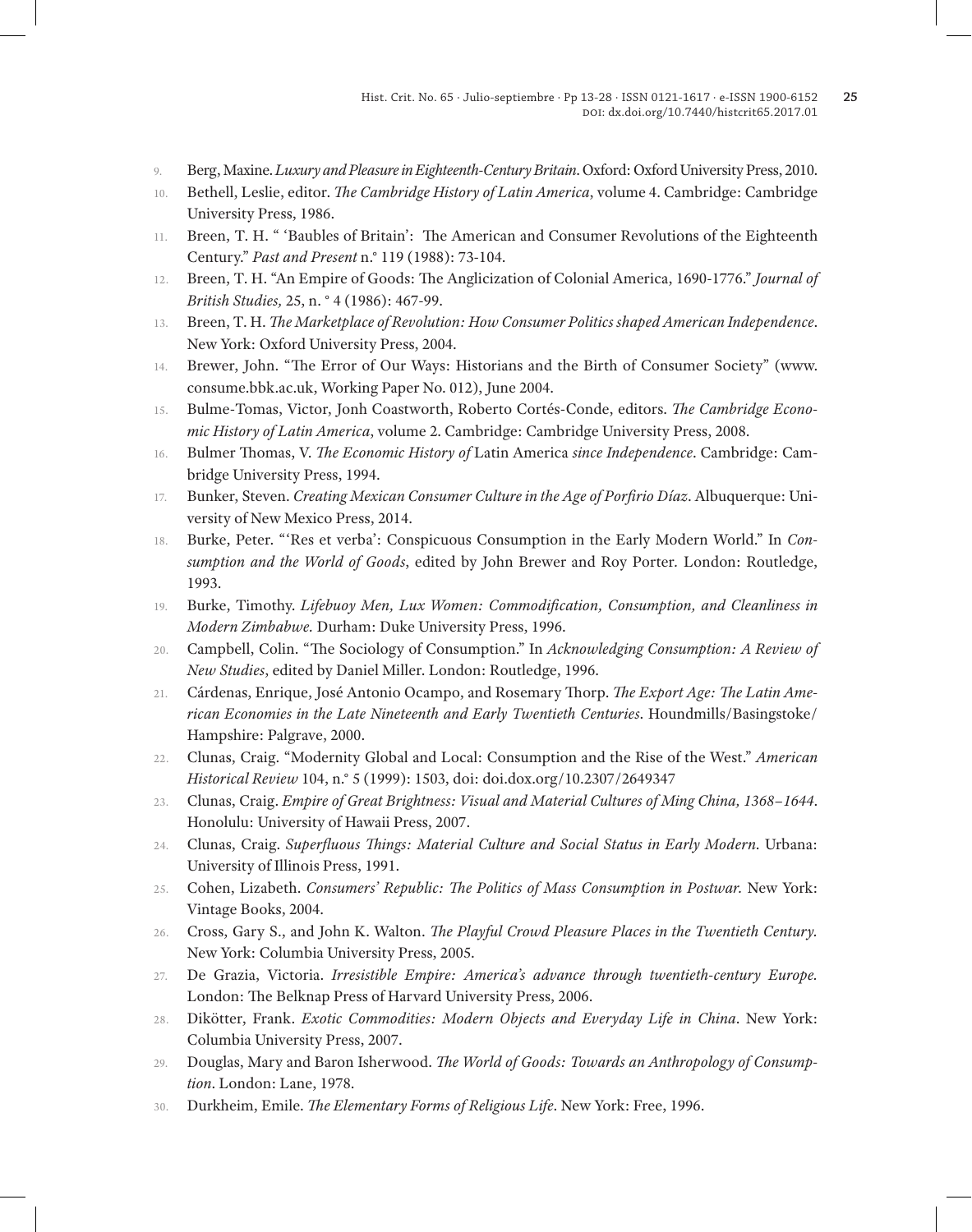9. Berg, Maxine. *Luxury and Pleasure in Eighteenth-Century Britain*. Oxford: Oxford University Press, 2010.
10. Bethell, Leslie, editor. *The Cambridge History of Latin America*, volume 4. Cambridge: Cambridge University Press, 1986.
11. Breen, T. H. " 'Baubles of Britain': The American and Consumer Revolutions of the Eighteenth Century." *Past and Present* n.° 119 (1988): 73-104.
12. Breen, T. H. "An Empire of Goods: The Anglicization of Colonial America, 1690-1776." *Journal of British Studies,* 25, n. ° 4 (1986): 467-99.
13. Breen, T. H. *The Marketplace of Revolution: How Consumer Politics shaped American Independence*. New York: Oxford University Press, 2004.
14. Brewer, John. "The Error of Our Ways: Historians and the Birth of Consumer Society" (www.consume.bbk.ac.uk, Working Paper No. 012), June 2004.
15. Bulme-Tomas, Victor, Jonh Coastworth, Roberto Cortés-Conde, editors. *The Cambridge Economic History of Latin America*, volume 2. Cambridge: Cambridge University Press, 2008.
16. Bulmer Thomas, V. *The Economic History of* Latin America *since Independence*. Cambridge: Cambridge University Press, 1994.
17. Bunker, Steven. *Creating Mexican Consumer Culture in the Age of Porfirio Díaz*. Albuquerque: University of New Mexico Press, 2014.
18. Burke, Peter. "'Res et verba': Conspicuous Consumption in the Early Modern World." In *Consumption and the World of Goods*, edited by John Brewer and Roy Porter. London: Routledge, 1993.
19. Burke, Timothy. *Lifebuoy Men, Lux Women: Commodification, Consumption, and Cleanliness in Modern Zimbabwe.* Durham: Duke University Press, 1996.
20. Campbell, Colin. "The Sociology of Consumption." In *Acknowledging Consumption: A Review of New Studies*, edited by Daniel Miller. London: Routledge, 1996.
21. Cárdenas, Enrique, José Antonio Ocampo, and Rosemary Thorp. *The Export Age: The Latin American Economies in the Late Nineteenth and Early Twentieth Centuries*. Houndmills/Basingstoke/Hampshire: Palgrave, 2000.
22. Clunas, Craig. "Modernity Global and Local: Consumption and the Rise of the West." *American Historical Review* 104, n.° 5 (1999): 1503, doi: doi.dox.org/10.2307/2649347
23. Clunas, Craig. *Empire of Great Brightness: Visual and Material Cultures of Ming China, 1368–1644*. Honolulu: University of Hawaii Press, 2007.
24. Clunas, Craig. *Superfluous Things: Material Culture and Social Status in Early Modern*. Urbana: University of Illinois Press, 1991.
25. Cohen, Lizabeth. *Consumers' Republic: The Politics of Mass Consumption in Postwar.* New York: Vintage Books, 2004.
26. Cross, Gary S., and John K. Walton. *The Playful Crowd Pleasure Places in the Twentieth Century.* New York: Columbia University Press, 2005.
27. De Grazia, Victoria. *Irresistible Empire: America's advance through twentieth-century Europe.* London: The Belknap Press of Harvard University Press, 2006.
28. Dikötter, Frank. *Exotic Commodities: Modern Objects and Everyday Life in China*. New York: Columbia University Press, 2007.
29. Douglas, Mary and Baron Isherwood. *The World of Goods: Towards an Anthropology of Consumption*. London: Lane, 1978.
30. Durkheim, Emile. *The Elementary Forms of Religious Life*. New York: Free, 1996.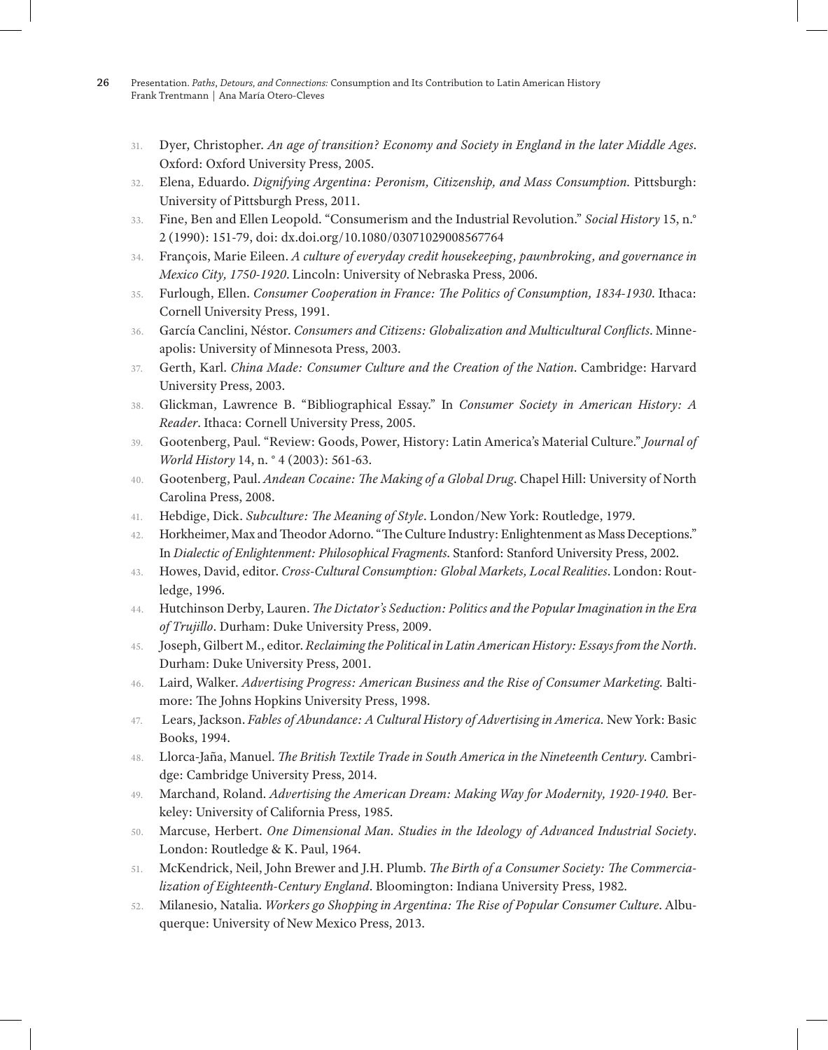31. Dyer, Christopher. *An age of transition? Economy and Society in England in the later Middle Ages*. Oxford: Oxford University Press, 2005.
32. Elena, Eduardo. *Dignifying Argentina: Peronism, Citizenship, and Mass Consumption.* Pittsburgh: University of Pittsburgh Press, 2011.
33. Fine, Ben and Ellen Leopold. "Consumerism and the Industrial Revolution." *Social History* 15, n.° 2 (1990): 151-79, doi: dx.doi.org/10.1080/03071029008567764
34. François, Marie Eileen. *A culture of everyday credit housekeeping, pawnbroking, and governance in Mexico City, 1750-1920*. Lincoln: University of Nebraska Press, 2006.
35. Furlough, Ellen. *Consumer Cooperation in France: The Politics of Consumption, 1834-1930*. Ithaca: Cornell University Press, 1991.
36. García Canclini, Néstor. *Consumers and Citizens: Globalization and Multicultural Conflicts*. Minneapolis: University of Minnesota Press, 2003.
37. Gerth, Karl. *China Made: Consumer Culture and the Creation of the Nation*. Cambridge: Harvard University Press, 2003.
38. Glickman, Lawrence B. "Bibliographical Essay." In *Consumer Society in American History: A Reader*. Ithaca: Cornell University Press, 2005.
39. Gootenberg, Paul. "Review: Goods, Power, History: Latin America's Material Culture." *Journal of World History* 14, n. ° 4 (2003): 561-63.
40. Gootenberg, Paul. *Andean Cocaine: The Making of a Global Drug*. Chapel Hill: University of North Carolina Press, 2008.
41. Hebdige, Dick. *Subculture: The Meaning of Style*. London/New York: Routledge, 1979.
42. Horkheimer, Max and Theodor Adorno. "The Culture Industry: Enlightenment as Mass Deceptions." In *Dialectic of Enlightenment: Philosophical Fragments.* Stanford: Stanford University Press, 2002.
43. Howes, David, editor. *Cross-Cultural Consumption: Global Markets, Local Realities*. London: Routledge, 1996.
44. Hutchinson Derby, Lauren. *The Dictator's Seduction: Politics and the Popular Imagination in the Era of Trujillo*. Durham: Duke University Press, 2009.
45. Joseph, Gilbert M., editor. *Reclaiming the Political in Latin American History: Essays from the North.* Durham: Duke University Press, 2001.
46. Laird, Walker. *Advertising Progress: American Business and the Rise of Consumer Marketing.* Baltimore: The Johns Hopkins University Press, 1998.
47. Lears, Jackson. *Fables of Abundance: A Cultural History of Advertising in America.* New York: Basic Books, 1994.
48. Llorca-Jaña, Manuel. *The British Textile Trade in South America in the Nineteenth Century.* Cambridge: Cambridge University Press, 2014.
49. Marchand, Roland. *Advertising the American Dream: Making Way for Modernity, 1920-1940.* Berkeley: University of California Press, 1985.
50. Marcuse, Herbert. *One Dimensional Man. Studies in the Ideology of Advanced Industrial Society*. London: Routledge & K. Paul, 1964.
51. McKendrick, Neil, John Brewer and J.H. Plumb. *The Birth of a Consumer Society: The Commercialization of Eighteenth-Century England*. Bloomington: Indiana University Press, 1982.
52. Milanesio, Natalia. *Workers go Shopping in Argentina: The Rise of Popular Consumer Culture*. Albuquerque: University of New Mexico Press, 2013.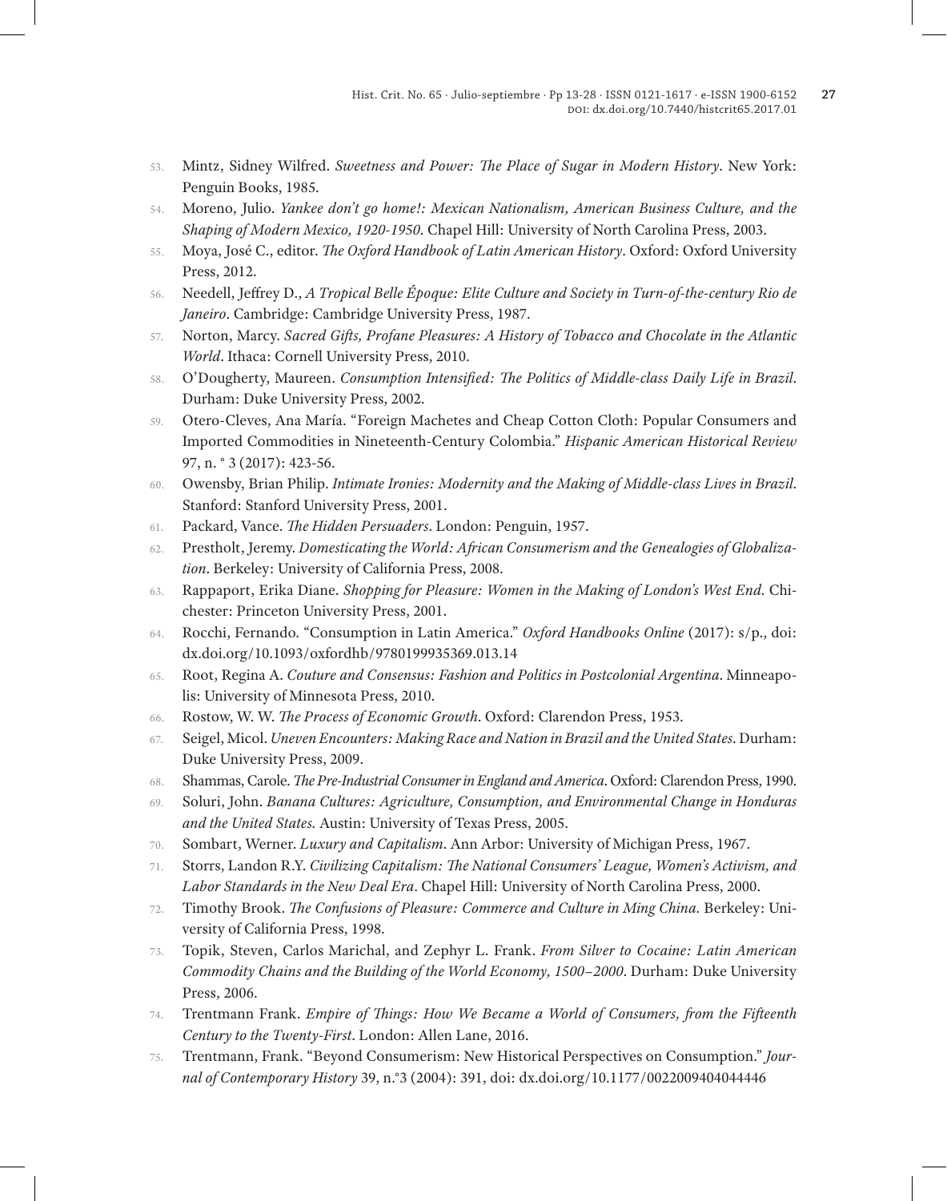53. Mintz, Sidney Wilfred. *Sweetness and Power: The Place of Sugar in Modern History*. New York: Penguin Books, 1985.
54. Moreno, Julio. *Yankee don't go home!: Mexican Nationalism, American Business Culture, and the Shaping of Modern Mexico, 1920-1950*. Chapel Hill: University of North Carolina Press, 2003.
55. Moya, José C., editor. *The Oxford Handbook of Latin American History*. Oxford: Oxford University Press, 2012.
56. Needell, Jeffrey D., *A Tropical Belle Époque: Elite Culture and Society in Turn-of-the-century Rio de Janeiro*. Cambridge: Cambridge University Press, 1987.
57. Norton, Marcy. *Sacred Gifts, Profane Pleasures: A History of Tobacco and Chocolate in the Atlantic World*. Ithaca: Cornell University Press, 2010.
58. O'Dougherty, Maureen. *Consumption Intensified: The Politics of Middle-class Daily Life in Brazil*. Durham: Duke University Press, 2002.
59. Otero-Cleves, Ana María. "Foreign Machetes and Cheap Cotton Cloth: Popular Consumers and Imported Commodities in Nineteenth-Century Colombia." *Hispanic American Historical Review* 97, n. ° 3 (2017): 423-56.
60. Owensby, Brian Philip. *Intimate Ironies: Modernity and the Making of Middle-class Lives in Brazil*. Stanford: Stanford University Press, 2001.
61. Packard, Vance. *The Hidden Persuaders*. London: Penguin, 1957.
62. Prestholt, Jeremy. *Domesticating the World: African Consumerism and the Genealogies of Globalization*. Berkeley: University of California Press, 2008.
63. Rappaport, Erika Diane. *Shopping for Pleasure: Women in the Making of London's West End*. Chichester: Princeton University Press, 2001.
64. Rocchi, Fernando. "Consumption in Latin America." *Oxford Handbooks Online* (2017): s/p., doi: dx.doi.org/10.1093/oxfordhb/9780199935369.013.14
65. Root, Regina A. *Couture and Consensus: Fashion and Politics in Postcolonial Argentina*. Minneapolis: University of Minnesota Press, 2010.
66. Rostow, W. W. *The Process of Economic Growth*. Oxford: Clarendon Press, 1953.
67. Seigel, Micol. *Uneven Encounters: Making Race and Nation in Brazil and the United States*. Durham: Duke University Press, 2009.
68. Shammas, Carole. *The Pre-Industrial Consumer in England and America*. Oxford: Clarendon Press, 1990.
69. Soluri, John. *Banana Cultures: Agriculture, Consumption, and Environmental Change in Honduras and the United States*. Austin: University of Texas Press, 2005.
70. Sombart, Werner. *Luxury and Capitalism*. Ann Arbor: University of Michigan Press, 1967.
71. Storrs, Landon R.Y. *Civilizing Capitalism: The National Consumers' League, Women's Activism, and Labor Standards in the New Deal Era*. Chapel Hill: University of North Carolina Press, 2000.
72. Timothy Brook. *The Confusions of Pleasure: Commerce and Culture in Ming China*. Berkeley: University of California Press, 1998.
73. Topik, Steven, Carlos Marichal, and Zephyr L. Frank. *From Silver to Cocaine: Latin American Commodity Chains and the Building of the World Economy, 1500–2000*. Durham: Duke University Press, 2006.
74. Trentmann Frank. *Empire of Things: How We Became a World of Consumers, from the Fifteenth Century to the Twenty-First*. London: Allen Lane, 2016.
75. Trentmann, Frank. "Beyond Consumerism: New Historical Perspectives on Consumption." *Journal of Contemporary History* 39, n.°3 (2004): 391, doi: dx.doi.org/10.1177/0022009404044446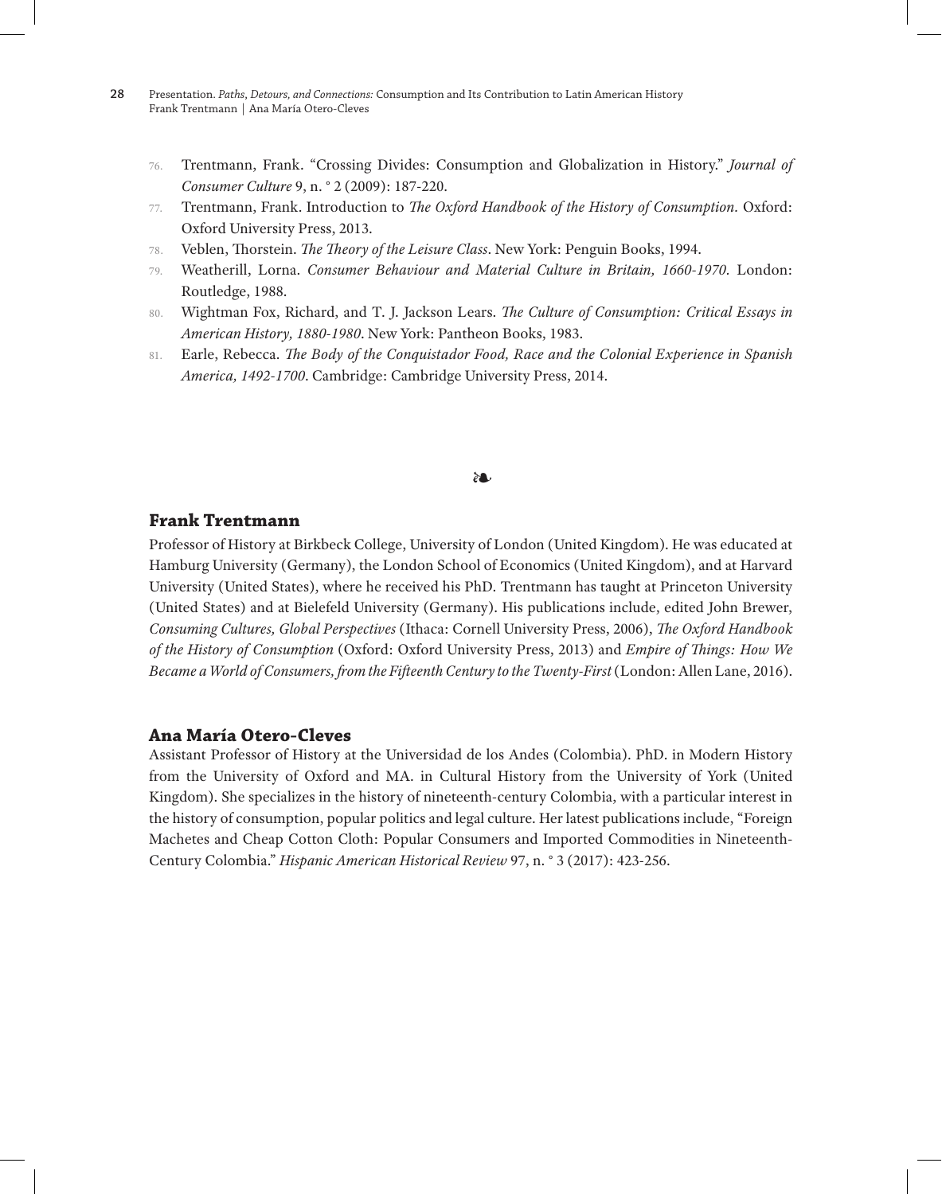76. Trentmann, Frank. "Crossing Divides: Consumption and Globalization in History." *Journal of Consumer Culture* 9, n. ° 2 (2009): 187-220.
77. Trentmann, Frank. Introduction to *The Oxford Handbook of the History of Consumption*. Oxford: Oxford University Press, 2013.
78. Veblen, Thorstein. *The Theory of the Leisure Class*. New York: Penguin Books, 1994.
79. Weatherill, Lorna. *Consumer Behaviour and Material Culture in Britain, 1660-1970*. London: Routledge, 1988.
80. Wightman Fox, Richard, and T. J. Jackson Lears. *The Culture of Consumption: Critical Essays in American History, 1880-1980*. New York: Pantheon Books, 1983.
81. Earle, Rebecca. *The Body of the Conquistador Food, Race and the Colonial Experience in Spanish America, 1492-1700*. Cambridge: Cambridge University Press, 2014.

❧

### Frank Trentmann

Professor of History at Birkbeck College, University of London (United Kingdom). He was educated at Hamburg University (Germany), the London School of Economics (United Kingdom), and at Harvard University (United States), where he received his PhD. Trentmann has taught at Princeton University (United States) and at Bielefeld University (Germany). His publications include, edited John Brewer, *Consuming Cultures, Global Perspectives* (Ithaca: Cornell University Press, 2006), *The Oxford Handbook of the History of Consumption* (Oxford: Oxford University Press, 2013) and *Empire of Things: How We Became a World of Consumers, from the Fifteenth Century to the Twenty-First* (London: Allen Lane, 2016).

### Ana María Otero-Cleves

Assistant Professor of History at the Universidad de los Andes (Colombia). PhD. in Modern History from the University of Oxford and MA. in Cultural History from the University of York (United Kingdom). She specializes in the history of nineteenth-century Colombia, with a particular interest in the history of consumption, popular politics and legal culture. Her latest publications include, "Foreign Machetes and Cheap Cotton Cloth: Popular Consumers and Imported Commodities in Nineteenth-Century Colombia." *Hispanic American Historical Review* 97, n. ° 3 (2017): 423-256.